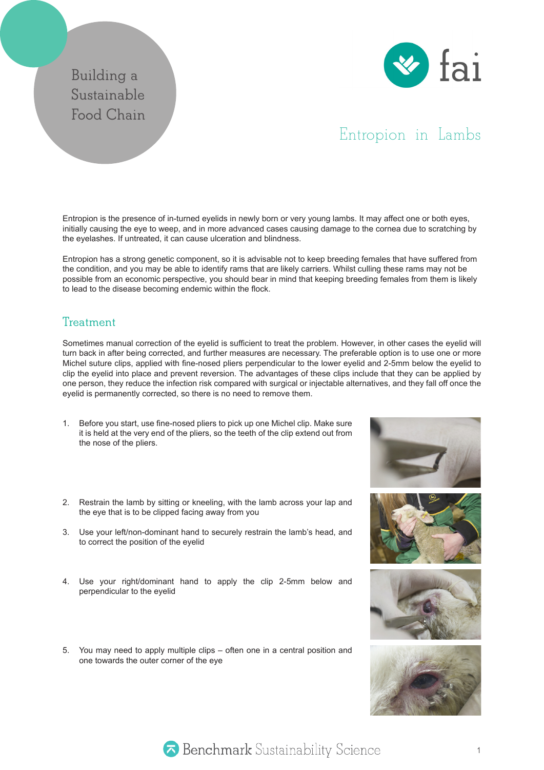Building a Sustainable Food Chain

# Entropion in Lambs

Entropion is the presence of in-turned eyelids in newly born or very young lambs. It may affect one or both eyes, initially causing the eye to weep, and in more advanced cases causing damage to the cornea due to scratching by the eyelashes. If untreated, it can cause ulceration and blindness.

Entropion has a strong genetic component, so it is advisable not to keep breeding females that have suffered from the condition, and you may be able to identify rams that are likely carriers. Whilst culling these rams may not be possible from an economic perspective, you should bear in mind that keeping breeding females from them is likely to lead to the disease becoming endemic within the flock.

## Treatment

Sometimes manual correction of the eyelid is sufficient to treat the problem. However, in other cases the eyelid will turn back in after being corrected, and further measures are necessary. The preferable option is to use one or more Michel suture clips, applied with fine-nosed pliers perpendicular to the lower eyelid and 2-5mm below the eyelid to clip the eyelid into place and prevent reversion. The advantages of these clips include that they can be applied by one person, they reduce the infection risk compared with surgical or injectable alternatives, and they fall off once the eyelid is permanently corrected, so there is no need to remove them.

1. Before you start, use fine-nosed pliers to pick up one Michel clip. Make sure it is held at the very end of the pliers, so the teeth of the clip extend out from the nose of the pliers.
2. Restrain the lamb by sitting or kneeling, with the lamb across your lap and the eye that is to be clipped facing away from you
3. Use your left/non-dominant hand to securely restrain the lamb's head, and to correct the position of the eyelid
4. Use your right/dominant hand to apply the clip 2-5mm below and perpendicular to the eyelid
5. You may need to apply multiple clips – often one in a central position and one towards the outer corner of the eye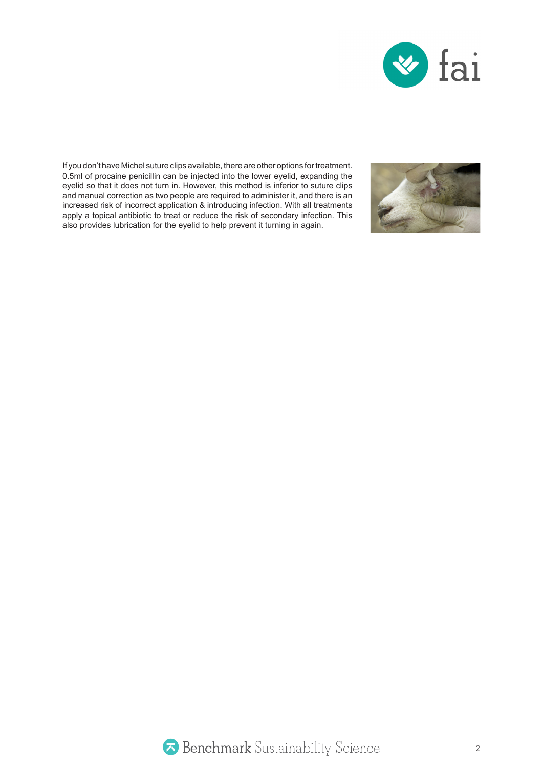If you don't have Michel suture clips available, there are other options for treatment. 0.5ml of procaine penicillin can be injected into the lower eyelid, expanding the eyelid so that it does not turn in. However, this method is inferior to suture clips and manual correction as two people are required to administer it, and there is an increased risk of incorrect application & introducing infection. With all treatments apply a topical antibiotic to treat or reduce the risk of secondary infection. This also provides lubrication for the eyelid to help prevent it turning in again.